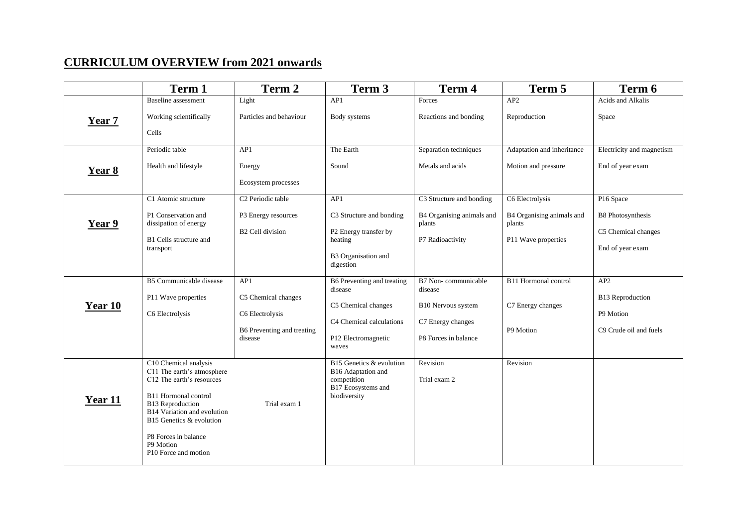## CURRICULUM OVERVIEW from 2021 onwards

| | Term 1 | Term 2 | Term 3 | Term 4 | Term 5 | Term 6 |
|---|---|---|---|---|---|---|
| **Year 7** | Baseline assessment<br><br>Working scientifically<br><br>Cells | Light<br><br>Particles and behaviour | AP1<br><br>Body systems | Forces<br><br>Reactions and bonding | AP2<br><br>Reproduction | Acids and Alkalis<br><br>Space |
| **Year 8** | Periodic table<br><br>Health and lifestyle | AP1<br><br>Energy<br><br>Ecosystem processes | The Earth<br><br>Sound | Separation techniques<br><br>Metals and acids | Adaptation and inheritance<br><br>Motion and pressure | Electricity and magnetism<br><br>End of year exam |
| **Year 9** | C1 Atomic structure<br><br>P1 Conservation and dissipation of energy<br><br>B1 Cells structure and transport | C2 Periodic table<br><br>P3 Energy resources<br><br>B2 Cell division | AP1<br><br>C3 Structure and bonding<br><br>P2 Energy transfer by heating<br><br>B3 Organisation and digestion | C3 Structure and bonding<br><br>B4 Organising animals and plants<br><br>P7 Radioactivity | C6 Electrolysis<br><br>B4 Organising animals and plants<br><br>P11 Wave properties | P16 Space<br><br>B8 Photosynthesis<br><br>C5 Chemical changes<br><br>End of year exam |
| **Year 10** | B5 Communicable disease<br><br>P11 Wave properties<br><br>C6 Electrolysis | AP1<br><br>C5 Chemical changes<br><br>C6 Electrolysis<br><br>B6 Preventing and treating disease | B6 Preventing and treating disease<br><br>C5 Chemical changes<br><br>C4 Chemical calculations<br><br>P12 Electromagnetic waves | B7 Non- communicable disease<br><br>B10 Nervous system<br><br>C7 Energy changes<br><br>P8 Forces in balance | B11 Hormonal control<br><br>C7 Energy changes<br><br>P9 Motion | AP2<br><br>B13 Reproduction<br><br>P9 Motion<br><br>C9 Crude oil and fuels |
| **Year 11** | C10 Chemical analysis<br>C11 The earth's atmosphere<br>C12 The earth's resources<br><br>B11 Hormonal control<br>B13 Reproduction<br>B14 Variation and evolution<br>B15 Genetics & evolution<br><br>P8 Forces in balance<br>P9 Motion<br>P10 Force and motion | Trial exam 1 | B15 Genetics & evolution<br>B16 Adaptation and competition<br>B17 Ecosystems and biodiversity | Revision<br><br>Trial exam 2 | Revision | |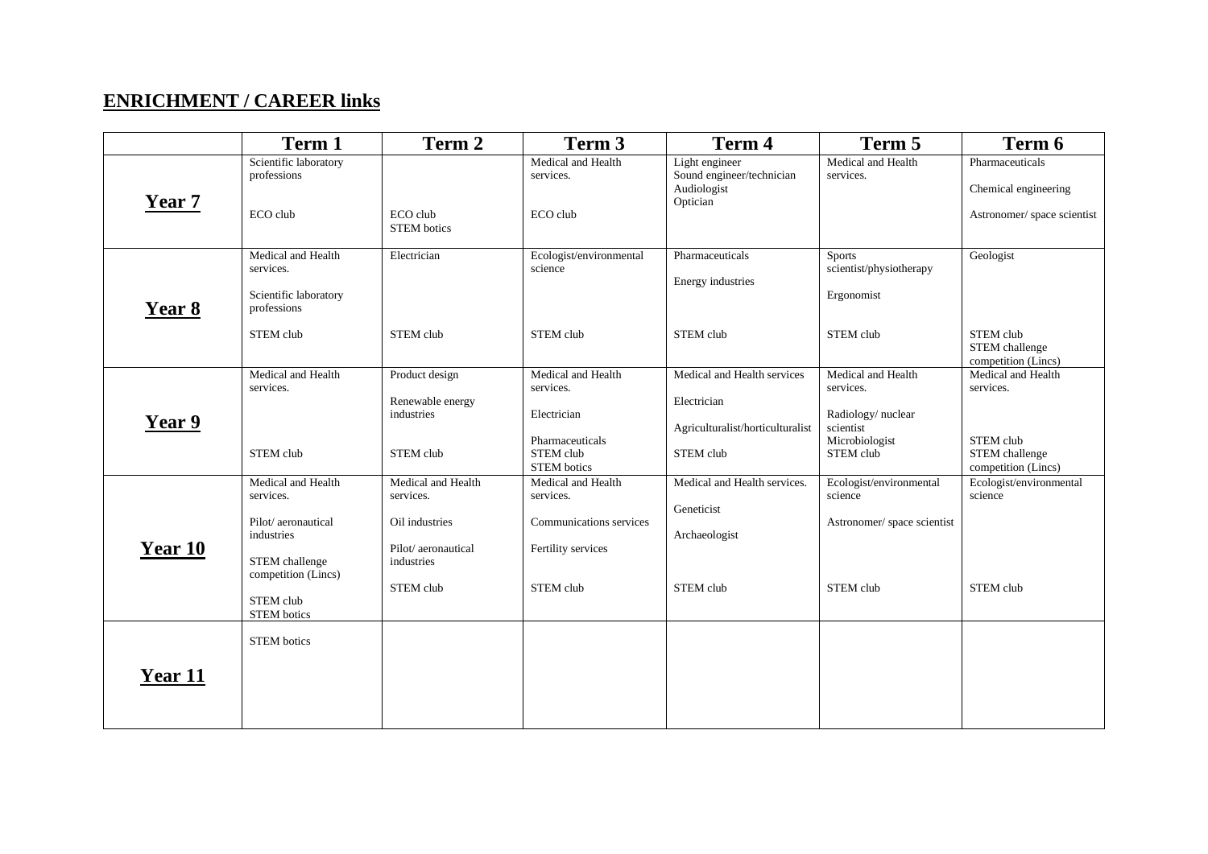## ENRICHMENT / CAREER links

| | Term 1 | Term 2 | Term 3 | Term 4 | Term 5 | Term 6 |
|---|---|---|---|---|---|---|
| **Year 7** | Scientific laboratory professions<br><br>ECO club | ECO club<br>STEM botics | Medical and Health services.<br><br>ECO club | Light engineer<br>Sound engineer/technician<br>Audiologist<br>Optician | Medical and Health services. | Pharmaceuticals<br><br>Chemical engineering<br><br>Astronomer/ space scientist |
| **Year 8** | Medical and Health services.<br><br>Scientific laboratory professions<br><br>STEM club | Electrician<br><br>STEM club | Ecologist/environmental science<br><br>STEM club | Pharmaceuticals<br><br>Energy industries<br><br>STEM club | Sports scientist/physiotherapy<br><br>Ergonomist<br><br>STEM club | Geologist<br><br>STEM club<br>STEM challenge competition (Lincs) |
| **Year 9** | Medical and Health services.<br><br>STEM club | Product design<br><br>Renewable energy industries<br><br>STEM club | Medical and Health services.<br><br>Electrician<br><br>Pharmaceuticals<br>STEM club<br>STEM botics | Medical and Health services<br><br>Electrician<br><br>Agriculturalist/horticulturalist<br><br>STEM club | Medical and Health services.<br><br>Radiology/ nuclear scientist<br>Microbiologist<br>STEM club | Medical and Health services.<br><br>STEM club<br>STEM challenge competition (Lincs) |
| **Year 10** | Medical and Health services.<br><br>Pilot/ aeronautical industries<br><br>STEM challenge competition (Lincs)<br><br>STEM club<br>STEM botics | Medical and Health services.<br><br>Oil industries<br><br>Pilot/ aeronautical industries<br><br>STEM club | Medical and Health services.<br><br>Communications services<br><br>Fertility services<br><br>STEM club | Medical and Health services.<br><br>Geneticist<br><br>Archaeologist<br><br>STEM club | Ecologist/environmental science<br><br>Astronomer/ space scientist<br><br>STEM club | Ecologist/environmental science<br><br>STEM club |
| **Year 11** | STEM botics | | | | | |